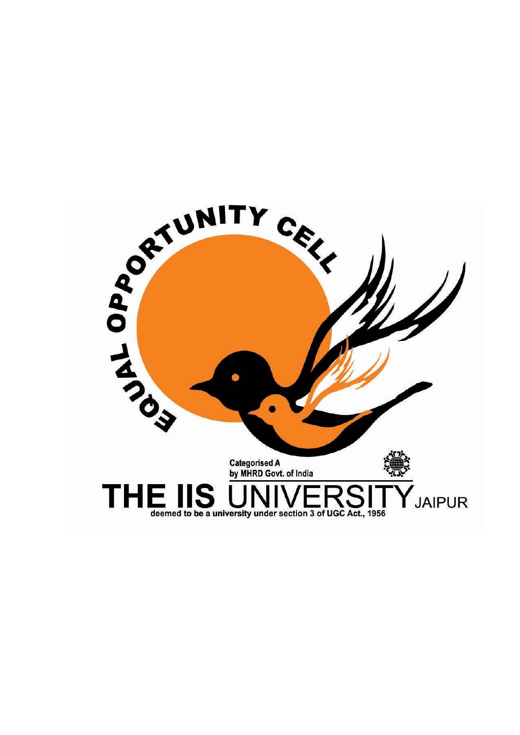EQUAL OPPORTUNITY CELL

Categorised A
by MHRD Govt. of India

# THE IIS UNIVERSITY JAIPUR

deemed to be a university under section 3 of UGC Act., 1956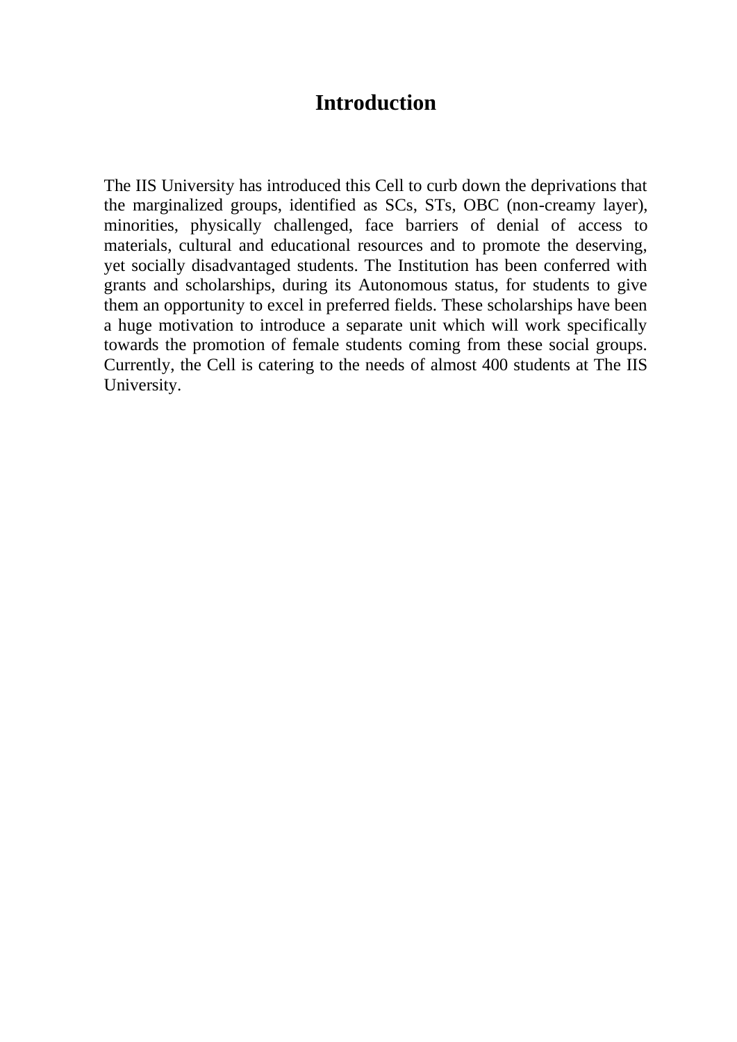# Introduction

The IIS University has introduced this Cell to curb down the deprivations that the marginalized groups, identified as SCs, STs, OBC (non-creamy layer), minorities, physically challenged, face barriers of denial of access to materials, cultural and educational resources and to promote the deserving, yet socially disadvantaged students. The Institution has been conferred with grants and scholarships, during its Autonomous status, for students to give them an opportunity to excel in preferred fields. These scholarships have been a huge motivation to introduce a separate unit which will work specifically towards the promotion of female students coming from these social groups. Currently, the Cell is catering to the needs of almost 400 students at The IIS University.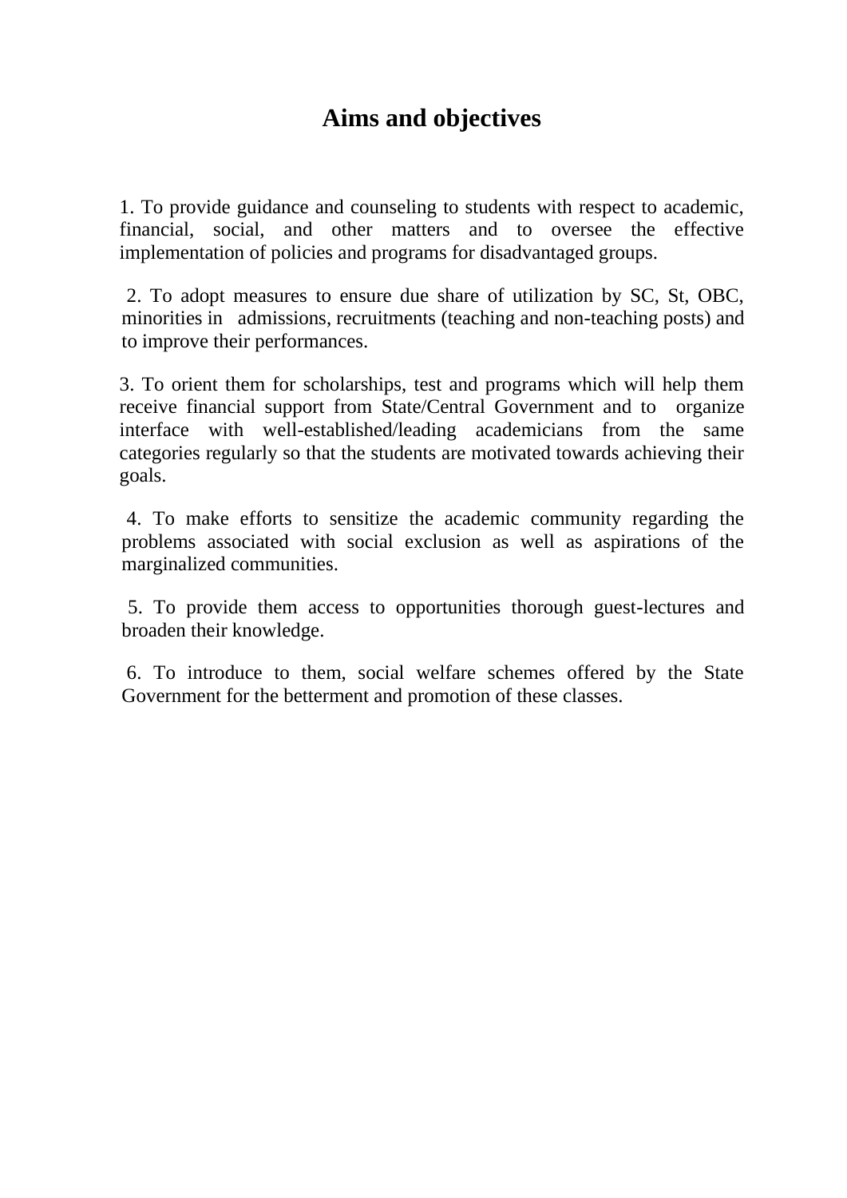# Aims and objectives

1. To provide guidance and counseling to students with respect to academic, financial, social, and other matters and to oversee the effective implementation of policies and programs for disadvantaged groups.

2. To adopt measures to ensure due share of utilization by SC, St, OBC, minorities in admissions, recruitments (teaching and non-teaching posts) and to improve their performances.

3. To orient them for scholarships, test and programs which will help them receive financial support from State/Central Government and to organize interface with well-established/leading academicians from the same categories regularly so that the students are motivated towards achieving their goals.

4. To make efforts to sensitize the academic community regarding the problems associated with social exclusion as well as aspirations of the marginalized communities.

5. To provide them access to opportunities thorough guest-lectures and broaden their knowledge.

6. To introduce to them, social welfare schemes offered by the State Government for the betterment and promotion of these classes.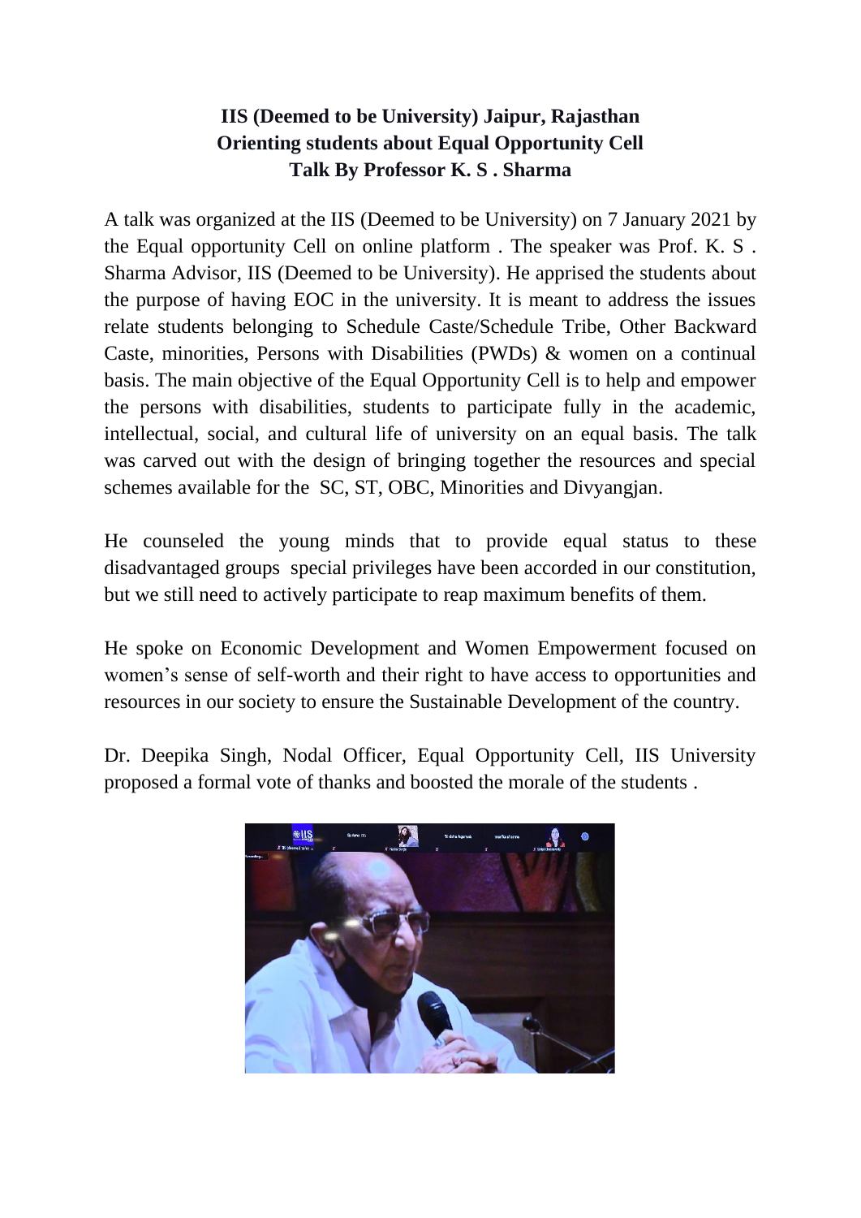**IIS (Deemed to be University) Jaipur, Rajasthan**
**Orienting students about Equal Opportunity Cell**
**Talk By Professor K. S . Sharma**

A talk was organized at the IIS (Deemed to be University) on 7 January 2021 by the Equal opportunity Cell on online platform . The speaker was Prof. K. S . Sharma Advisor, IIS (Deemed to be University). He apprised the students about the purpose of having EOC in the university. It is meant to address the issues relate students belonging to Schedule Caste/Schedule Tribe, Other Backward Caste, minorities, Persons with Disabilities (PWDs) & women on a continual basis. The main objective of the Equal Opportunity Cell is to help and empower the persons with disabilities, students to participate fully in the academic, intellectual, social, and cultural life of university on an equal basis. The talk was carved out with the design of bringing together the resources and special schemes available for the SC, ST, OBC, Minorities and Divyangjan.

He counseled the young minds that to provide equal status to these disadvantaged groups special privileges have been accorded in our constitution, but we still need to actively participate to reap maximum benefits of them.

He spoke on Economic Development and Women Empowerment focused on women's sense of self-worth and their right to have access to opportunities and resources in our society to ensure the Sustainable Development of the country.

Dr. Deepika Singh, Nodal Officer, Equal Opportunity Cell, IIS University proposed a formal vote of thanks and boosted the morale of the students .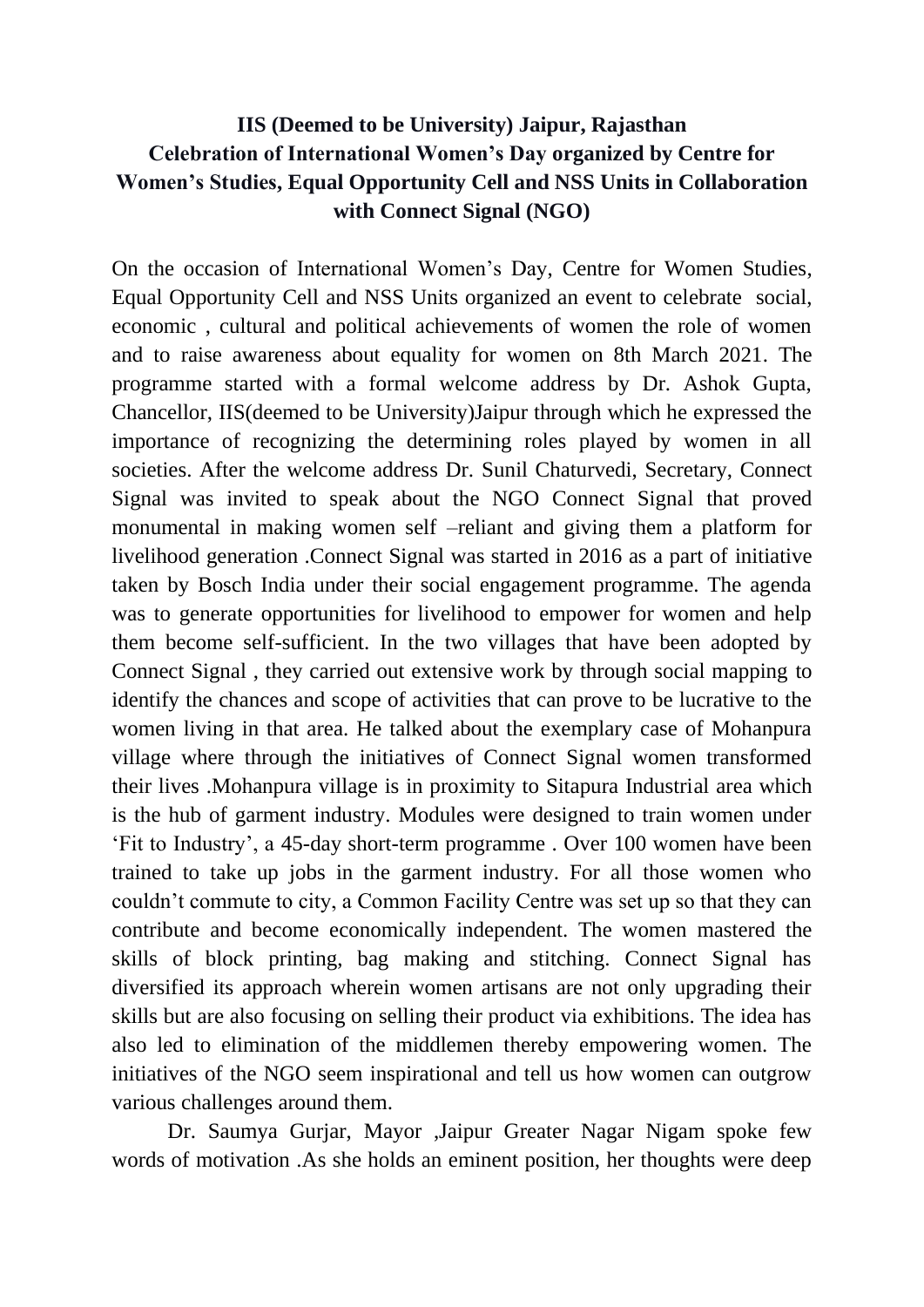**IIS (Deemed to be University) Jaipur, Rajasthan**
**Celebration of International Women's Day organized by Centre for Women's Studies, Equal Opportunity Cell and NSS Units in Collaboration with Connect Signal (NGO)**

On the occasion of International Women's Day, Centre for Women Studies, Equal Opportunity Cell and NSS Units organized an event to celebrate social, economic , cultural and political achievements of women the role of women and to raise awareness about equality for women on 8th March 2021. The programme started with a formal welcome address by Dr. Ashok Gupta, Chancellor, IIS(deemed to be University)Jaipur through which he expressed the importance of recognizing the determining roles played by women in all societies. After the welcome address Dr. Sunil Chaturvedi, Secretary, Connect Signal was invited to speak about the NGO Connect Signal that proved monumental in making women self –reliant and giving them a platform for livelihood generation .Connect Signal was started in 2016 as a part of initiative taken by Bosch India under their social engagement programme. The agenda was to generate opportunities for livelihood to empower for women and help them become self-sufficient. In the two villages that have been adopted by Connect Signal , they carried out extensive work by through social mapping to identify the chances and scope of activities that can prove to be lucrative to the women living in that area. He talked about the exemplary case of Mohanpura village where through the initiatives of Connect Signal women transformed their lives .Mohanpura village is in proximity to Sitapura Industrial area which is the hub of garment industry. Modules were designed to train women under 'Fit to Industry', a 45-day short-term programme . Over 100 women have been trained to take up jobs in the garment industry. For all those women who couldn't commute to city, a Common Facility Centre was set up so that they can contribute and become economically independent. The women mastered the skills of block printing, bag making and stitching. Connect Signal has diversified its approach wherein women artisans are not only upgrading their skills but are also focusing on selling their product via exhibitions. The idea has also led to elimination of the middlemen thereby empowering women. The initiatives of the NGO seem inspirational and tell us how women can outgrow various challenges around them.

Dr. Saumya Gurjar, Mayor ,Jaipur Greater Nagar Nigam spoke few words of motivation .As she holds an eminent position, her thoughts were deep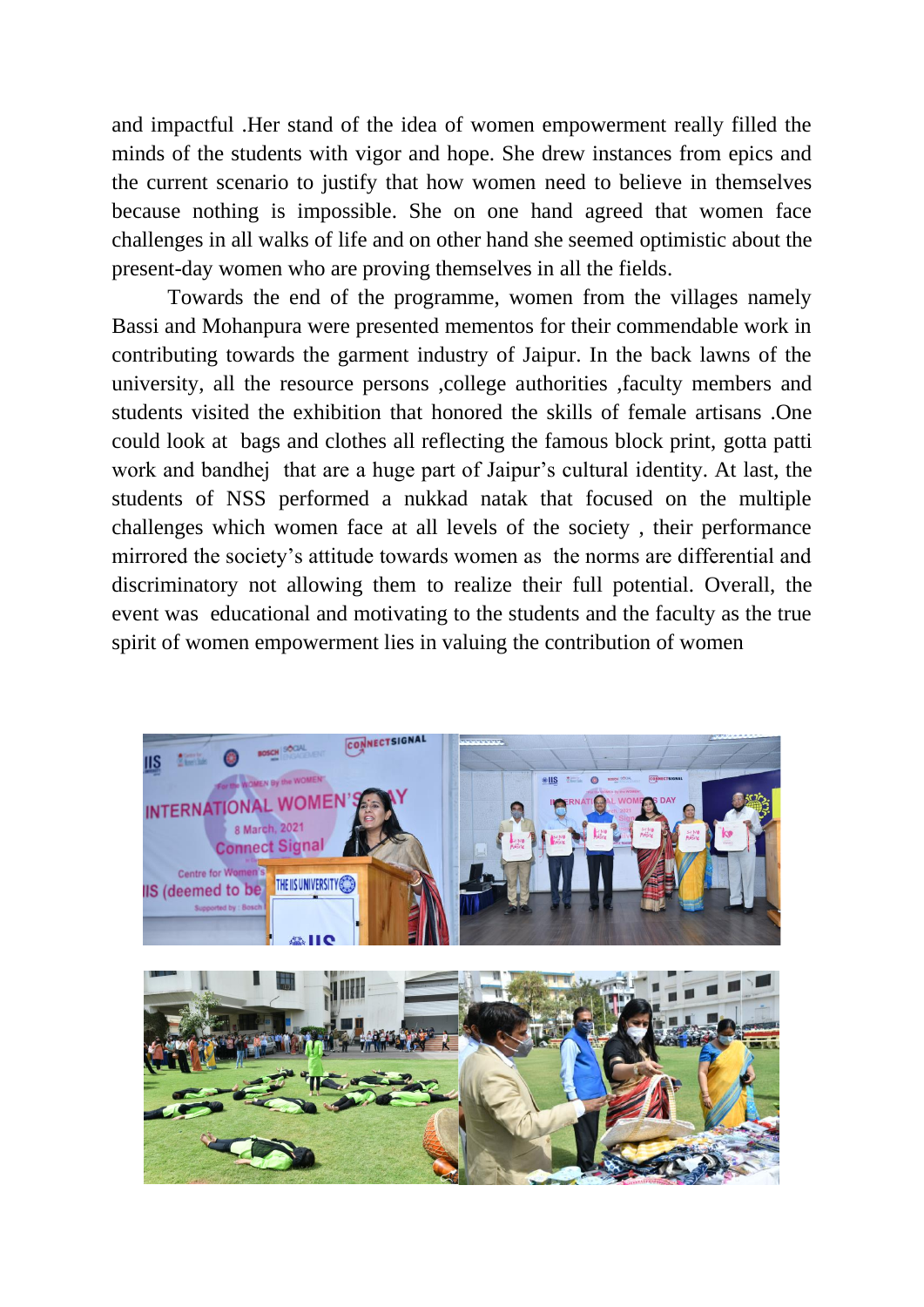and impactful .Her stand of the idea of women empowerment really filled the minds of the students with vigor and hope. She drew instances from epics and the current scenario to justify that how women need to believe in themselves because nothing is impossible. She on one hand agreed that women face challenges in all walks of life and on other hand she seemed optimistic about the present-day women who are proving themselves in all the fields.

Towards the end of the programme, women from the villages namely Bassi and Mohanpura were presented mementos for their commendable work in contributing towards the garment industry of Jaipur. In the back lawns of the university, all the resource persons ,college authorities ,faculty members and students visited the exhibition that honored the skills of female artisans .One could look at bags and clothes all reflecting the famous block print, gotta patti work and bandhej that are a huge part of Jaipur's cultural identity. At last, the students of NSS performed a nukkad natak that focused on the multiple challenges which women face at all levels of the society , their performance mirrored the society's attitude towards women as the norms are differential and discriminatory not allowing them to realize their full potential. Overall, the event was educational and motivating to the students and the faculty as the true spirit of women empowerment lies in valuing the contribution of women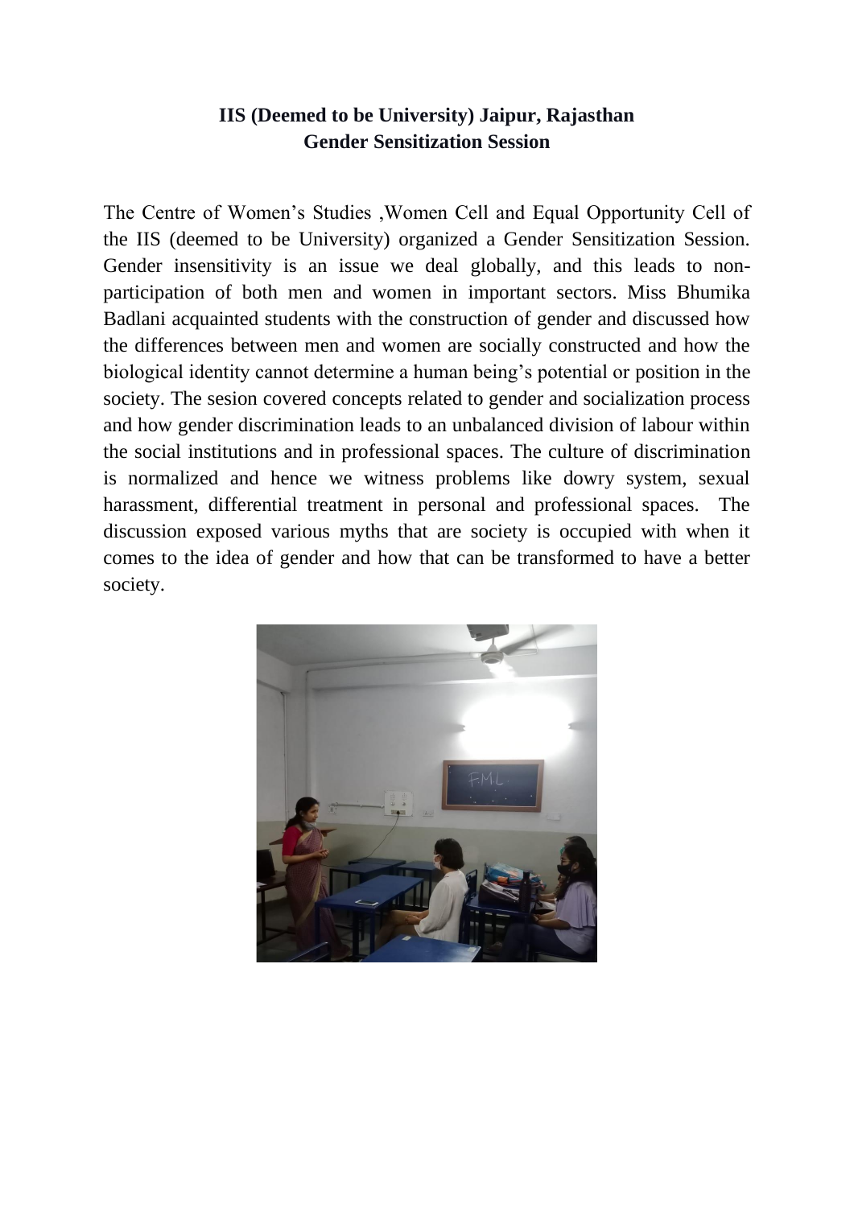**IIS (Deemed to be University) Jaipur, Rajasthan**
**Gender Sensitization Session**

The Centre of Women's Studies ,Women Cell and Equal Opportunity Cell of the IIS (deemed to be University) organized a Gender Sensitization Session. Gender insensitivity is an issue we deal globally, and this leads to non-participation of both men and women in important sectors. Miss Bhumika Badlani acquainted students with the construction of gender and discussed how the differences between men and women are socially constructed and how the biological identity cannot determine a human being's potential or position in the society. The sesion covered concepts related to gender and socialization process and how gender discrimination leads to an unbalanced division of labour within the social institutions and in professional spaces. The culture of discrimination is normalized and hence we witness problems like dowry system, sexual harassment, differential treatment in personal and professional spaces. The discussion exposed various myths that are society is occupied with when it comes to the idea of gender and how that can be transformed to have a better society.